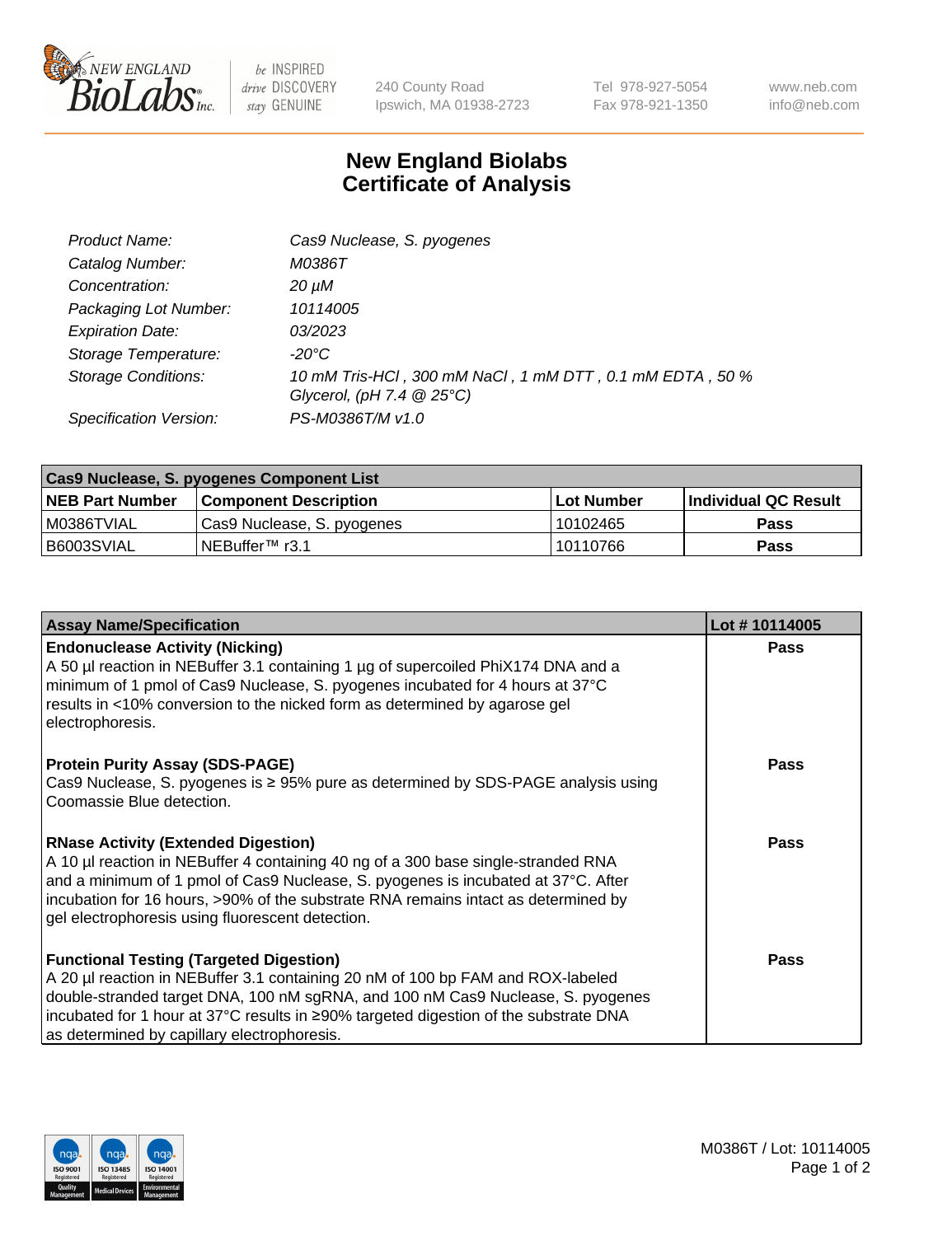240 County Road
Ipswich, MA 01938-2723

Tel 978-927-5054
Fax 978-921-1350

www.neb.com
info@neb.com

# New England Biolabs
# Certificate of Analysis

| | |
|---|---|
| *Product Name:* | *Cas9 Nuclease, S. pyogenes* |
| *Catalog Number:* | *M0386T* |
| *Concentration:* | *20 µM* |
| *Packaging Lot Number:* | *10114005* |
| *Expiration Date:* | *03/2023* |
| *Storage Temperature:* | *-20°C* |
| *Storage Conditions:* | *10 mM Tris-HCl , 300 mM NaCl , 1 mM DTT , 0.1 mM EDTA , 50 % Glycerol, (pH 7.4 @ 25°C)* |
| *Specification Version:* | *PS-M0386T/M v1.0* |

| **Cas9 Nuclease, S. pyogenes Component List** | | | |
|---|---|---|---|
| **NEB Part Number** | **Component Description** | **Lot Number** | **Individual QC Result** |
| M0386TVIAL | Cas9 Nuclease, S. pyogenes | 10102465 | **Pass** |
| B6003SVIAL | NEBuffer™ r3.1 | 10110766 | **Pass** |

| **Assay Name/Specification** | **Lot # 10114005** |
|---|---|
| **Endonuclease Activity (Nicking)**<br>A 50 µl reaction in NEBuffer 3.1 containing 1 µg of supercoiled PhiX174 DNA and a minimum of 1 pmol of Cas9 Nuclease, S. pyogenes incubated for 4 hours at 37°C results in <10% conversion to the nicked form as determined by agarose gel electrophoresis. | **Pass** |
| **Protein Purity Assay (SDS-PAGE)**<br>Cas9 Nuclease, S. pyogenes is ≥ 95% pure as determined by SDS-PAGE analysis using Coomassie Blue detection. | **Pass** |
| **RNase Activity (Extended Digestion)**<br>A 10 µl reaction in NEBuffer 4 containing 40 ng of a 300 base single-stranded RNA and a minimum of 1 pmol of Cas9 Nuclease, S. pyogenes is incubated at 37°C. After incubation for 16 hours, >90% of the substrate RNA remains intact as determined by gel electrophoresis using fluorescent detection. | **Pass** |
| **Functional Testing (Targeted Digestion)**<br>A 20 µl reaction in NEBuffer 3.1 containing 20 nM of 100 bp FAM and ROX-labeled double-stranded target DNA, 100 nM sgRNA, and 100 nM Cas9 Nuclease, S. pyogenes incubated for 1 hour at 37°C results in ≥90% targeted digestion of the substrate DNA as determined by capillary electrophoresis. | **Pass** |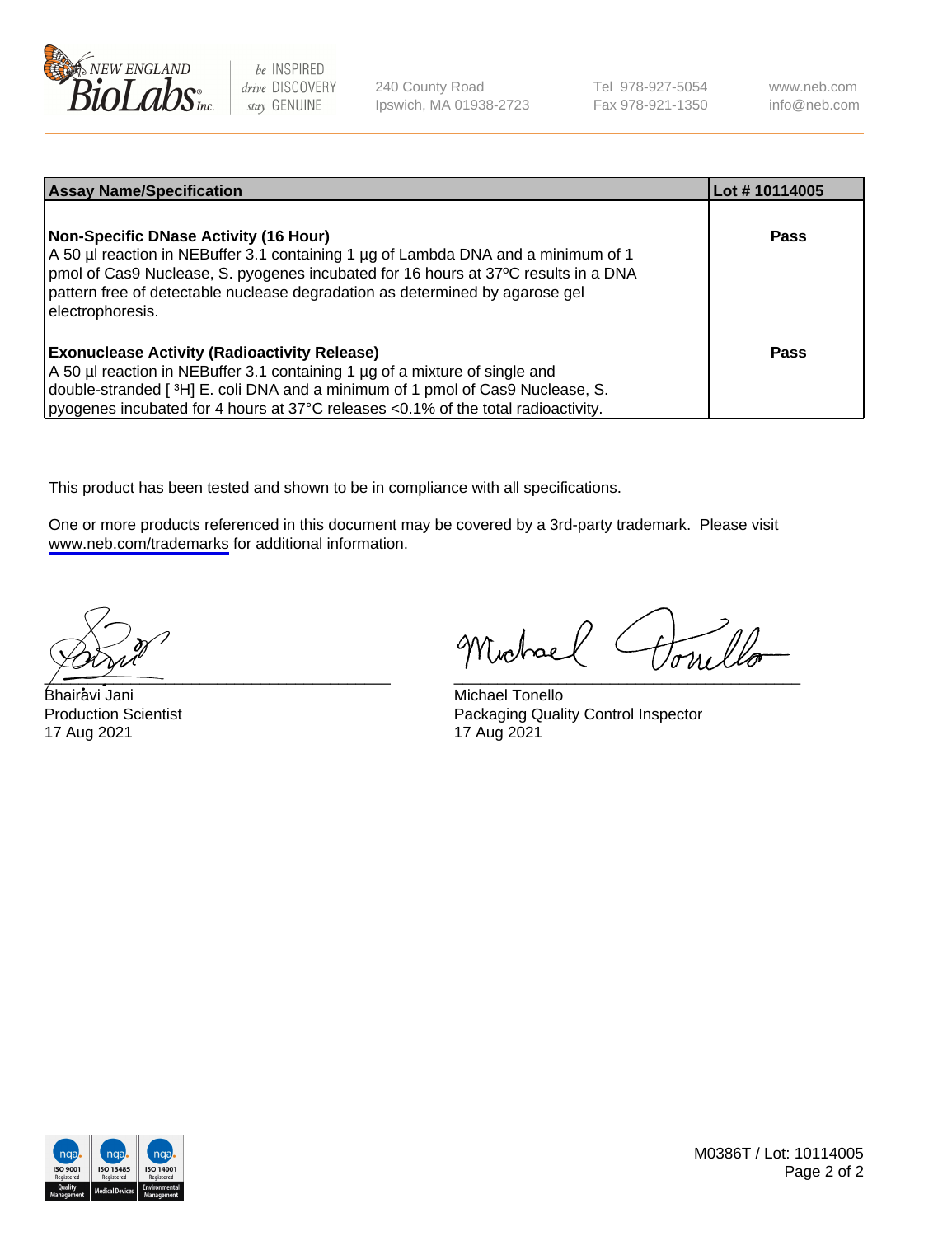New England BioLabs Inc. — be INSPIRED drive DISCOVERY stay GENUINE

240 County Road
Ipswich, MA 01938-2723

Tel 978-927-5054
Fax 978-921-1350

www.neb.com
info@neb.com

| Assay Name/Specification | Lot # 10114005 |
|---|---|
| **Non-Specific DNase Activity (16 Hour)**<br>A 50 µl reaction in NEBuffer 3.1 containing 1 µg of Lambda DNA and a minimum of 1 pmol of Cas9 Nuclease, S. pyogenes incubated for 16 hours at 37ºC results in a DNA pattern free of detectable nuclease degradation as determined by agarose gel electrophoresis. | **Pass** |
| **Exonuclease Activity (Radioactivity Release)**<br>A 50 µl reaction in NEBuffer 3.1 containing 1 µg of a mixture of single and double-stranded [ $^{3}H$] E. coli DNA and a minimum of 1 pmol of Cas9 Nuclease, S. pyogenes incubated for 4 hours at 37°C releases <0.1% of the total radioactivity. | **Pass** |

This product has been tested and shown to be in compliance with all specifications.

One or more products referenced in this document may be covered by a 3rd-party trademark. Please visit www.neb.com/trademarks for additional information.

Bhairavi Jani
Production Scientist
17 Aug 2021

Michael Tonello
Packaging Quality Control Inspector
17 Aug 2021

M0386T / Lot: 10114005